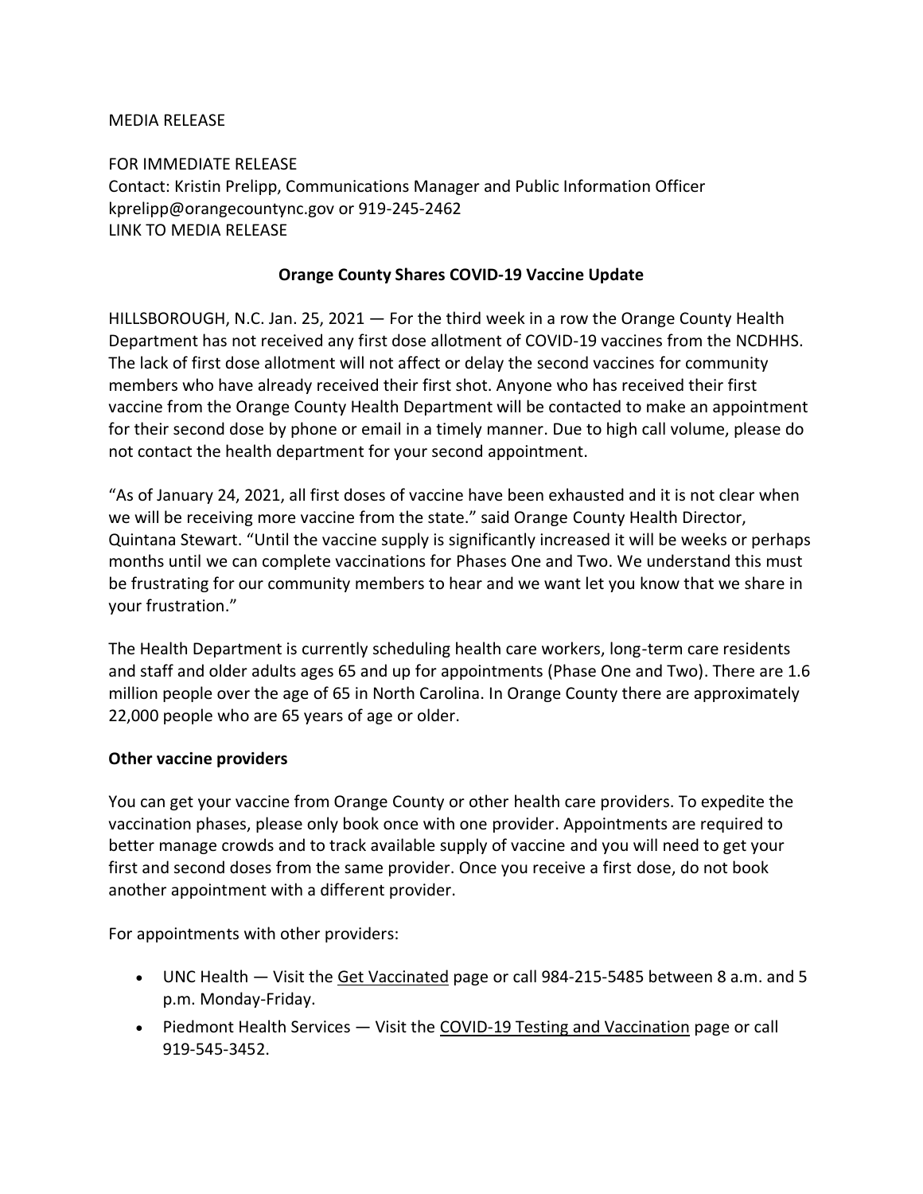MEDIA RELEASE

FOR IMMEDIATE RELEASE
Contact: Kristin Prelipp, Communications Manager and Public Information Officer
kprelipp@orangecountync.gov or 919-245-2462
LINK TO MEDIA RELEASE

**Orange County Shares COVID-19 Vaccine Update**

HILLSBOROUGH, N.C. Jan. 25, 2021 — For the third week in a row the Orange County Health Department has not received any first dose allotment of COVID-19 vaccines from the NCDHHS. The lack of first dose allotment will not affect or delay the second vaccines for community members who have already received their first shot. Anyone who has received their first vaccine from the Orange County Health Department will be contacted to make an appointment for their second dose by phone or email in a timely manner. Due to high call volume, please do not contact the health department for your second appointment.

"As of January 24, 2021, all first doses of vaccine have been exhausted and it is not clear when we will be receiving more vaccine from the state." said Orange County Health Director, Quintana Stewart. "Until the vaccine supply is significantly increased it will be weeks or perhaps months until we can complete vaccinations for Phases One and Two. We understand this must be frustrating for our community members to hear and we want let you know that we share in your frustration."

The Health Department is currently scheduling health care workers, long-term care residents and staff and older adults ages 65 and up for appointments (Phase One and Two). There are 1.6 million people over the age of 65 in North Carolina. In Orange County there are approximately 22,000 people who are 65 years of age or older.

**Other vaccine providers**

You can get your vaccine from Orange County or other health care providers. To expedite the vaccination phases, please only book once with one provider. Appointments are required to better manage crowds and to track available supply of vaccine and you will need to get your first and second doses from the same provider. Once you receive a first dose, do not book another appointment with a different provider.

For appointments with other providers:

- UNC Health — Visit the Get Vaccinated page or call 984-215-5485 between 8 a.m. and 5 p.m. Monday-Friday.
- Piedmont Health Services — Visit the COVID-19 Testing and Vaccination page or call 919-545-3452.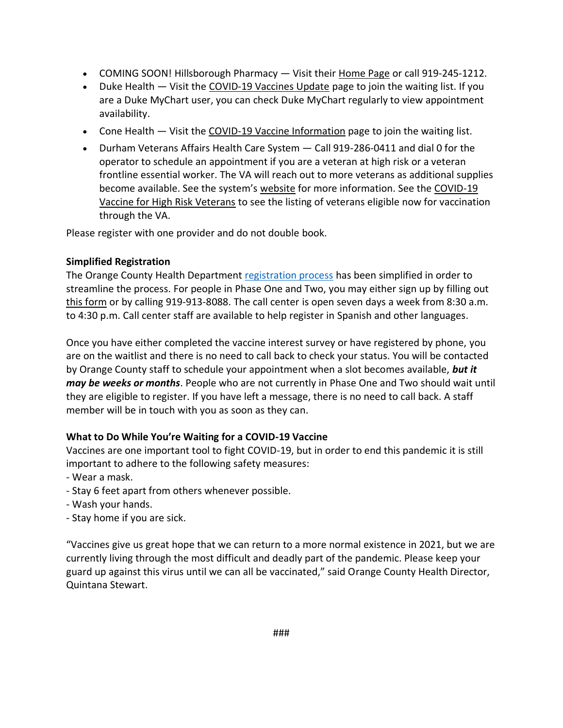- COMING SOON! Hillsborough Pharmacy — Visit their Home Page or call 919-245-1212.
- Duke Health — Visit the COVID-19 Vaccines Update page to join the waiting list. If you are a Duke MyChart user, you can check Duke MyChart regularly to view appointment availability.
- Cone Health — Visit the COVID-19 Vaccine Information page to join the waiting list.
- Durham Veterans Affairs Health Care System — Call 919-286-0411 and dial 0 for the operator to schedule an appointment if you are a veteran at high risk or a veteran frontline essential worker. The VA will reach out to more veterans as additional supplies become available. See the system's website for more information. See the COVID-19 Vaccine for High Risk Veterans to see the listing of veterans eligible now for vaccination through the VA.

Please register with one provider and do not double book.

**Simplified Registration**

The Orange County Health Department registration process has been simplified in order to streamline the process. For people in Phase One and Two, you may either sign up by filling out this form or by calling 919-913-8088. The call center is open seven days a week from 8:30 a.m. to 4:30 p.m. Call center staff are available to help register in Spanish and other languages.

Once you have either completed the vaccine interest survey or have registered by phone, you are on the waitlist and there is no need to call back to check your status. You will be contacted by Orange County staff to schedule your appointment when a slot becomes available, ***but it may be weeks or months***. People who are not currently in Phase One and Two should wait until they are eligible to register. If you have left a message, there is no need to call back. A staff member will be in touch with you as soon as they can.

**What to Do While You're Waiting for a COVID-19 Vaccine**

Vaccines are one important tool to fight COVID-19, but in order to end this pandemic it is still important to adhere to the following safety measures:

- Wear a mask.
- Stay 6 feet apart from others whenever possible.
- Wash your hands.
- Stay home if you are sick.

"Vaccines give us great hope that we can return to a more normal existence in 2021, but we are currently living through the most difficult and deadly part of the pandemic. Please keep your guard up against this virus until we can all be vaccinated," said Orange County Health Director, Quintana Stewart.

###